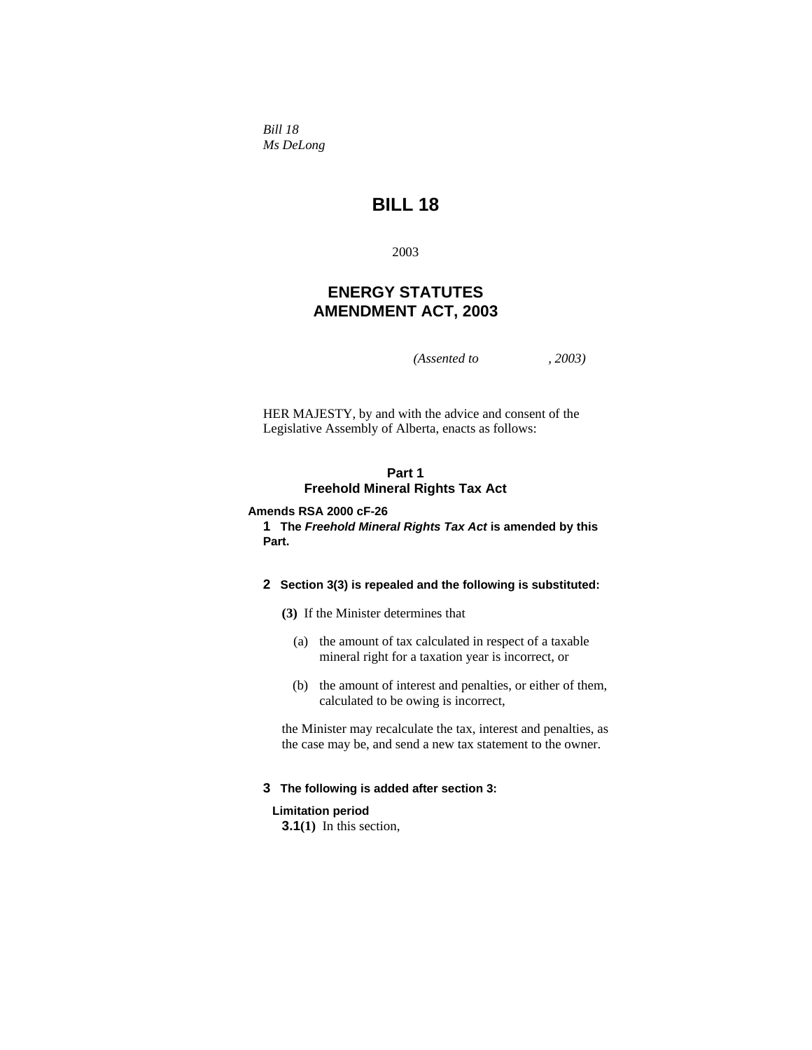*Bill 18*
*Ms DeLong*

# BILL 18

2003

## ENERGY STATUTES AMENDMENT ACT, 2003

*(Assented to , 2003)*

HER MAJESTY, by and with the advice and consent of the Legislative Assembly of Alberta, enacts as follows:

### Part 1
### Freehold Mineral Rights Tax Act

**Amends RSA 2000 cF-26**

**1 The *Freehold Mineral Rights Tax Act* is amended by this Part.**

**2 Section 3(3) is repealed and the following is substituted:**

**(3)** If the Minister determines that

(a) the amount of tax calculated in respect of a taxable mineral right for a taxation year is incorrect, or

(b) the amount of interest and penalties, or either of them, calculated to be owing is incorrect,

the Minister may recalculate the tax, interest and penalties, as the case may be, and send a new tax statement to the owner.

**3 The following is added after section 3:**

**Limitation period**

**3.1(1)** In this section,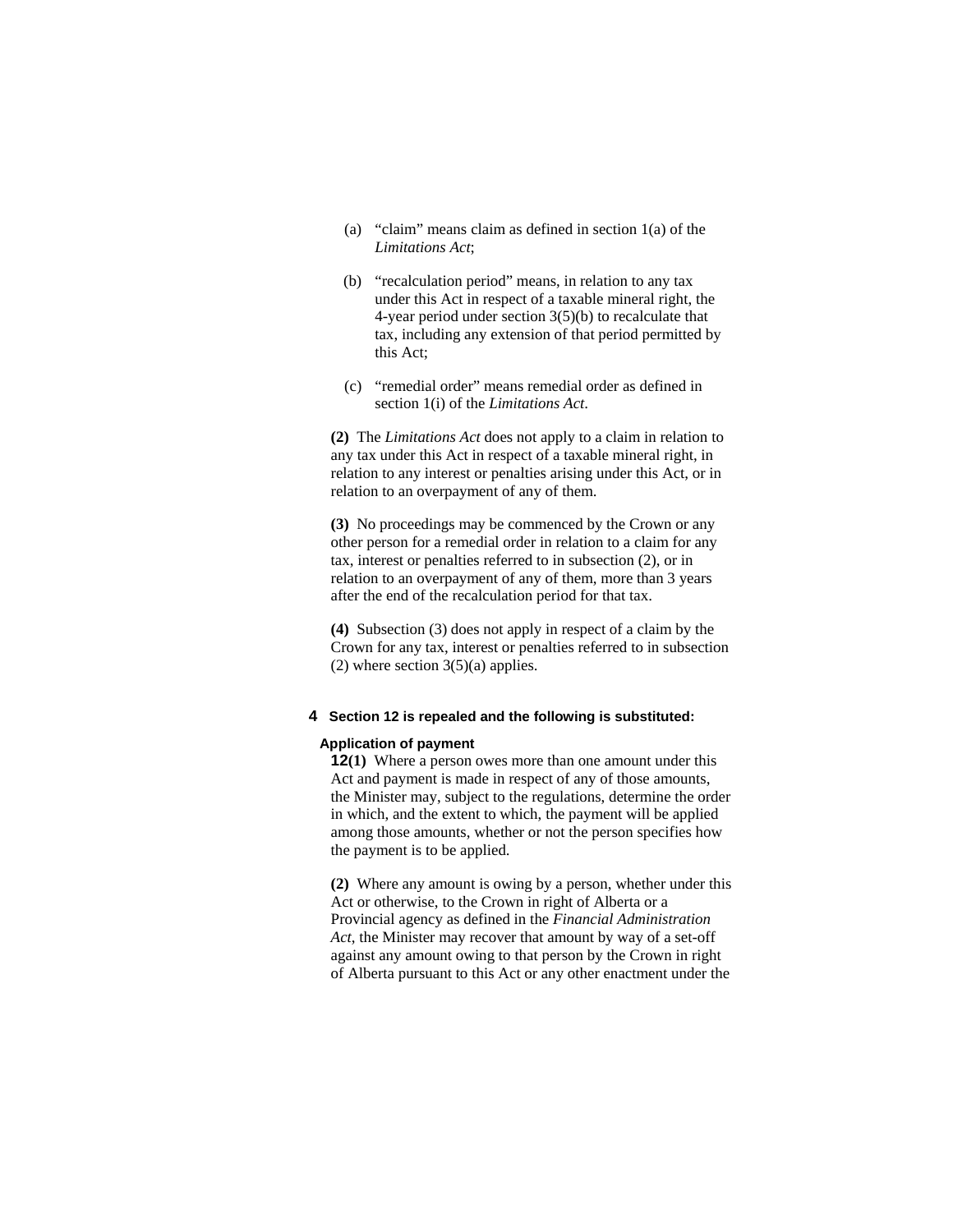(a) "claim" means claim as defined in section 1(a) of the *Limitations Act*;

(b) "recalculation period" means, in relation to any tax under this Act in respect of a taxable mineral right, the 4-year period under section 3(5)(b) to recalculate that tax, including any extension of that period permitted by this Act;

(c) "remedial order" means remedial order as defined in section 1(i) of the *Limitations Act*.

**(2)** The *Limitations Act* does not apply to a claim in relation to any tax under this Act in respect of a taxable mineral right, in relation to any interest or penalties arising under this Act, or in relation to an overpayment of any of them.

**(3)** No proceedings may be commenced by the Crown or any other person for a remedial order in relation to a claim for any tax, interest or penalties referred to in subsection (2), or in relation to an overpayment of any of them, more than 3 years after the end of the recalculation period for that tax.

**(4)** Subsection (3) does not apply in respect of a claim by the Crown for any tax, interest or penalties referred to in subsection (2) where section 3(5)(a) applies.

**4 Section 12 is repealed and the following is substituted:**

**Application of payment**

**12(1)** Where a person owes more than one amount under this Act and payment is made in respect of any of those amounts, the Minister may, subject to the regulations, determine the order in which, and the extent to which, the payment will be applied among those amounts, whether or not the person specifies how the payment is to be applied.

**(2)** Where any amount is owing by a person, whether under this Act or otherwise, to the Crown in right of Alberta or a Provincial agency as defined in the *Financial Administration Act*, the Minister may recover that amount by way of a set-off against any amount owing to that person by the Crown in right of Alberta pursuant to this Act or any other enactment under the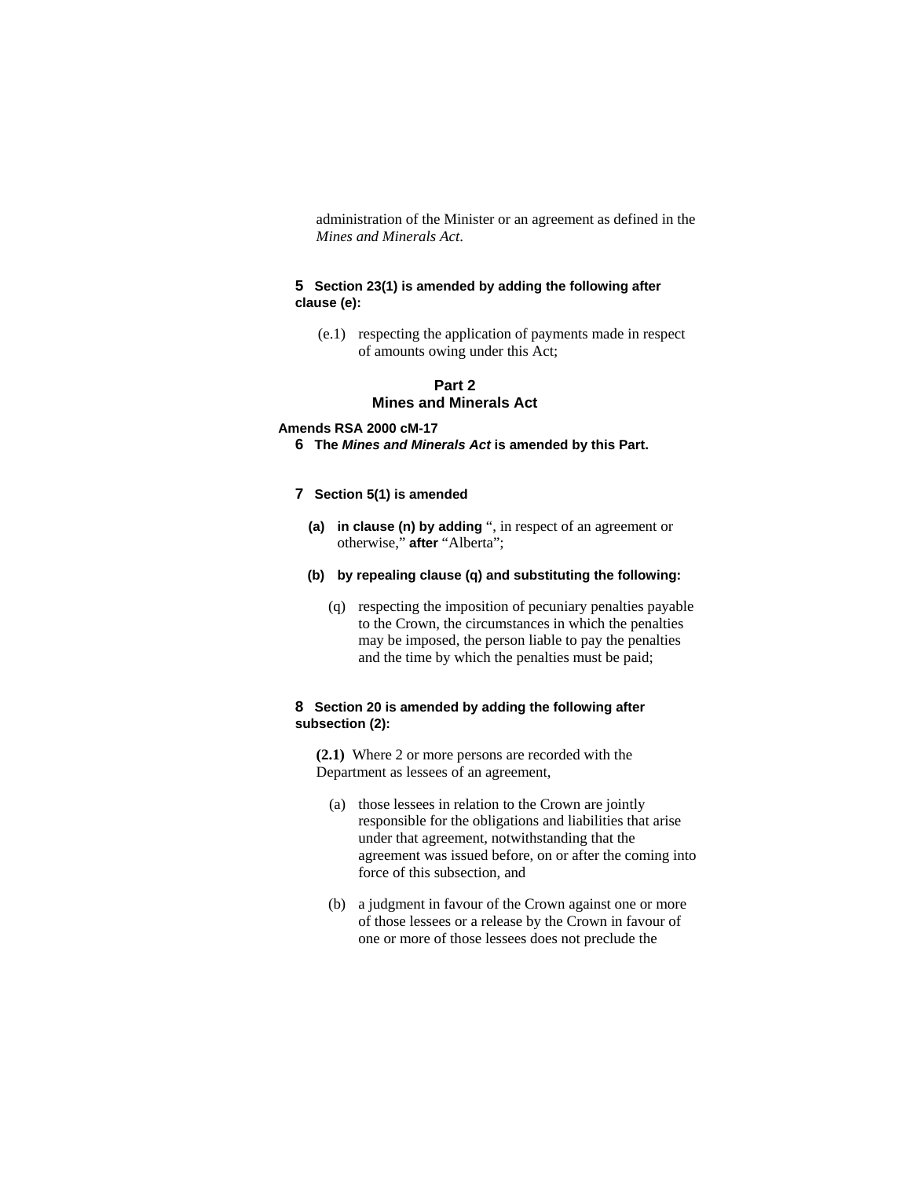administration of the Minister or an agreement as defined in the *Mines and Minerals Act*.

**5 Section 23(1) is amended by adding the following after clause (e):**

(e.1) respecting the application of payments made in respect of amounts owing under this Act;

## Part 2
## Mines and Minerals Act

**Amends RSA 2000 cM-17**

**6 The *Mines and Minerals Act* is amended by this Part.**

**7 Section 5(1) is amended**

**(a) in clause (n) by adding** ", in respect of an agreement or otherwise," **after** "Alberta";

**(b) by repealing clause (q) and substituting the following:**

(q) respecting the imposition of pecuniary penalties payable to the Crown, the circumstances in which the penalties may be imposed, the person liable to pay the penalties and the time by which the penalties must be paid;

**8 Section 20 is amended by adding the following after subsection (2):**

**(2.1)** Where 2 or more persons are recorded with the Department as lessees of an agreement,

(a) those lessees in relation to the Crown are jointly responsible for the obligations and liabilities that arise under that agreement, notwithstanding that the agreement was issued before, on or after the coming into force of this subsection, and

(b) a judgment in favour of the Crown against one or more of those lessees or a release by the Crown in favour of one or more of those lessees does not preclude the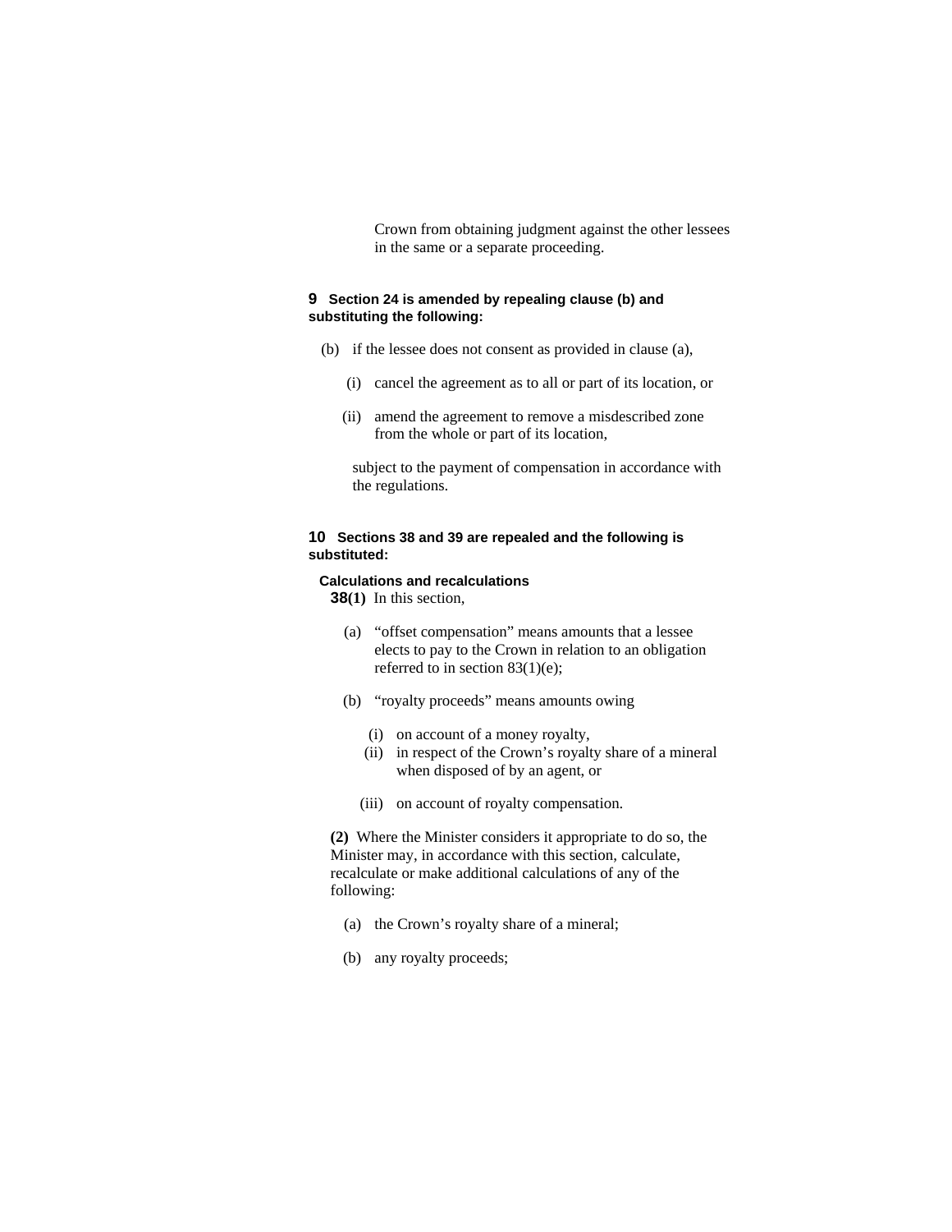Crown from obtaining judgment against the other lessees in the same or a separate proceeding.

**9 Section 24 is amended by repealing clause (b) and substituting the following:**

(b) if the lessee does not consent as provided in clause (a),

(i) cancel the agreement as to all or part of its location, or

(ii) amend the agreement to remove a misdescribed zone from the whole or part of its location,

subject to the payment of compensation in accordance with the regulations.

**10 Sections 38 and 39 are repealed and the following is substituted:**

**Calculations and recalculations**

**38(1)** In this section,

(a) "offset compensation" means amounts that a lessee elects to pay to the Crown in relation to an obligation referred to in section 83(1)(e);

(b) "royalty proceeds" means amounts owing

(i) on account of a money royalty,

(ii) in respect of the Crown's royalty share of a mineral when disposed of by an agent, or

(iii) on account of royalty compensation.

**(2)** Where the Minister considers it appropriate to do so, the Minister may, in accordance with this section, calculate, recalculate or make additional calculations of any of the following:

(a) the Crown's royalty share of a mineral;

(b) any royalty proceeds;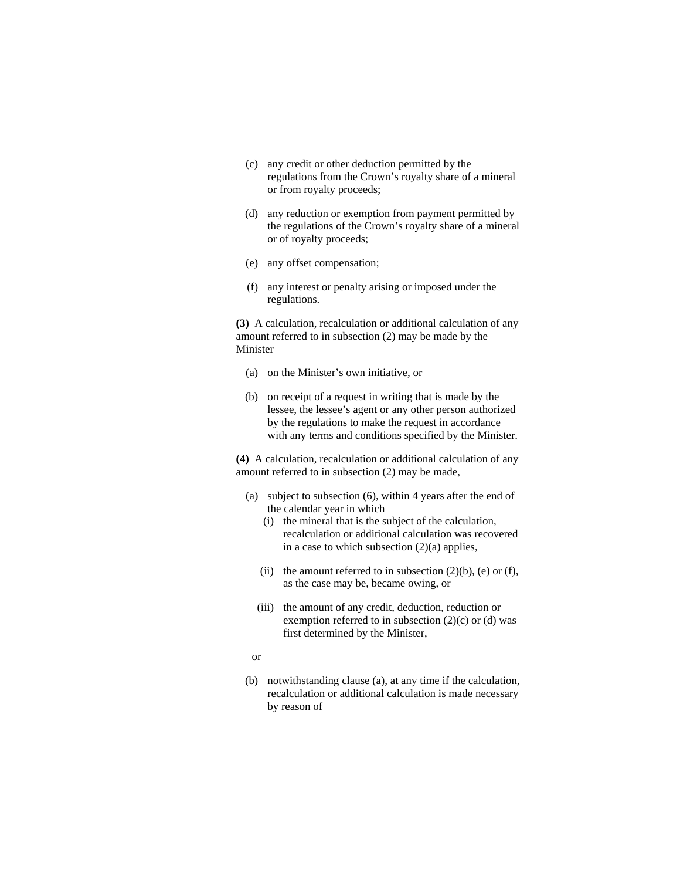(c) any credit or other deduction permitted by the regulations from the Crown's royalty share of a mineral or from royalty proceeds;

(d) any reduction or exemption from payment permitted by the regulations of the Crown's royalty share of a mineral or of royalty proceeds;

(e) any offset compensation;

(f) any interest or penalty arising or imposed under the regulations.

**(3)** A calculation, recalculation or additional calculation of any amount referred to in subsection (2) may be made by the Minister

(a) on the Minister's own initiative, or

(b) on receipt of a request in writing that is made by the lessee, the lessee's agent or any other person authorized by the regulations to make the request in accordance with any terms and conditions specified by the Minister.

**(4)** A calculation, recalculation or additional calculation of any amount referred to in subsection (2) may be made,

(a) subject to subsection (6), within 4 years after the end of the calendar year in which

(i) the mineral that is the subject of the calculation, recalculation or additional calculation was recovered in a case to which subsection (2)(a) applies,

(ii) the amount referred to in subsection (2)(b), (e) or (f), as the case may be, became owing, or

(iii) the amount of any credit, deduction, reduction or exemption referred to in subsection (2)(c) or (d) was first determined by the Minister,

or

(b) notwithstanding clause (a), at any time if the calculation, recalculation or additional calculation is made necessary by reason of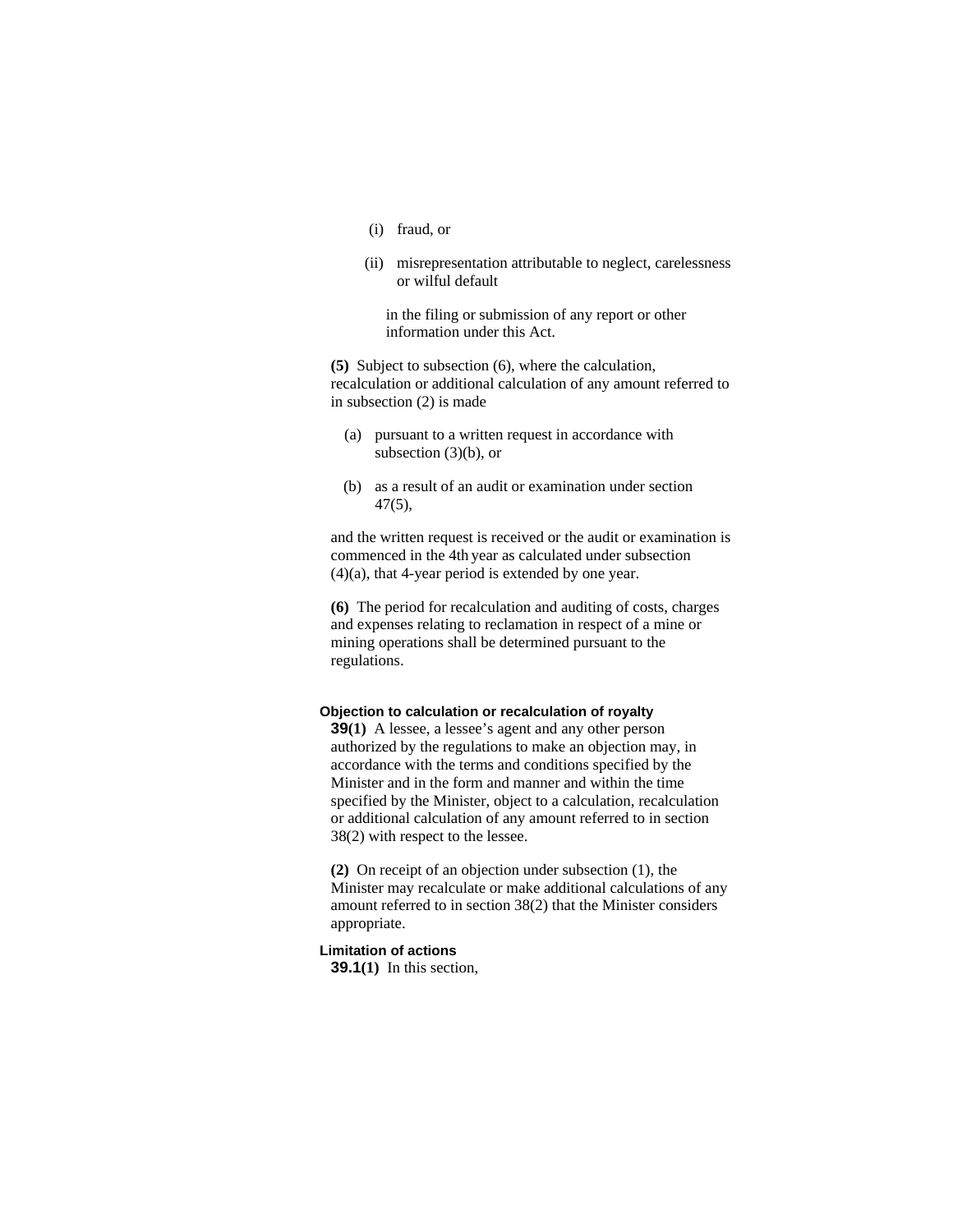(i) fraud, or

(ii) misrepresentation attributable to neglect, carelessness or wilful default

in the filing or submission of any report or other information under this Act.

**(5)** Subject to subsection (6), where the calculation, recalculation or additional calculation of any amount referred to in subsection (2) is made

(a) pursuant to a written request in accordance with subsection (3)(b), or

(b) as a result of an audit or examination under section 47(5),

and the written request is received or the audit or examination is commenced in the 4th year as calculated under subsection (4)(a), that 4-year period is extended by one year.

**(6)** The period for recalculation and auditing of costs, charges and expenses relating to reclamation in respect of a mine or mining operations shall be determined pursuant to the regulations.

**Objection to calculation or recalculation of royalty**

**39(1)** A lessee, a lessee's agent and any other person authorized by the regulations to make an objection may, in accordance with the terms and conditions specified by the Minister and in the form and manner and within the time specified by the Minister, object to a calculation, recalculation or additional calculation of any amount referred to in section 38(2) with respect to the lessee.

**(2)** On receipt of an objection under subsection (1), the Minister may recalculate or make additional calculations of any amount referred to in section 38(2) that the Minister considers appropriate.

**Limitation of actions**

**39.1(1)** In this section,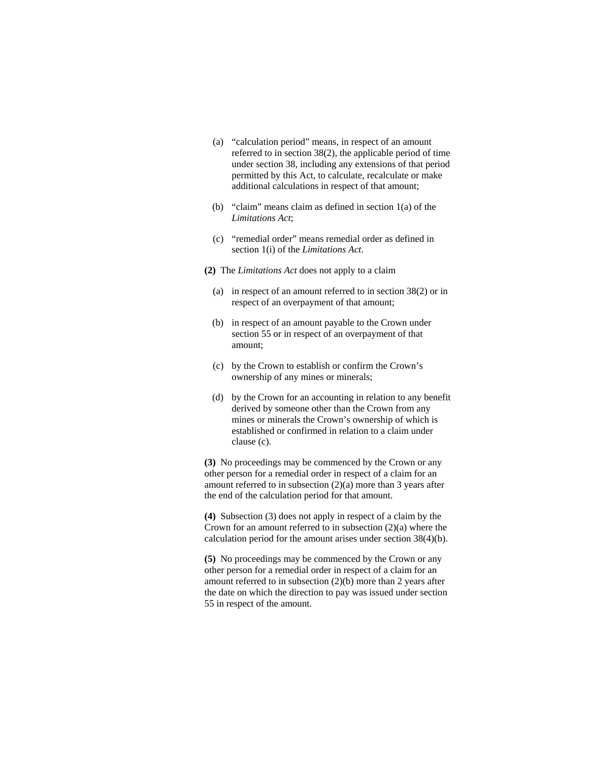(a) "calculation period" means, in respect of an amount referred to in section 38(2), the applicable period of time under section 38, including any extensions of that period permitted by this Act, to calculate, recalculate or make additional calculations in respect of that amount;

(b) "claim" means claim as defined in section 1(a) of the *Limitations Act*;

(c) "remedial order" means remedial order as defined in section 1(i) of the *Limitations Act*.

**(2)** The *Limitations Act* does not apply to a claim

(a) in respect of an amount referred to in section 38(2) or in respect of an overpayment of that amount;

(b) in respect of an amount payable to the Crown under section 55 or in respect of an overpayment of that amount;

(c) by the Crown to establish or confirm the Crown's ownership of any mines or minerals;

(d) by the Crown for an accounting in relation to any benefit derived by someone other than the Crown from any mines or minerals the Crown's ownership of which is established or confirmed in relation to a claim under clause (c).

**(3)** No proceedings may be commenced by the Crown or any other person for a remedial order in respect of a claim for an amount referred to in subsection (2)(a) more than 3 years after the end of the calculation period for that amount.

**(4)** Subsection (3) does not apply in respect of a claim by the Crown for an amount referred to in subsection (2)(a) where the calculation period for the amount arises under section 38(4)(b).

**(5)** No proceedings may be commenced by the Crown or any other person for a remedial order in respect of a claim for an amount referred to in subsection (2)(b) more than 2 years after the date on which the direction to pay was issued under section 55 in respect of the amount.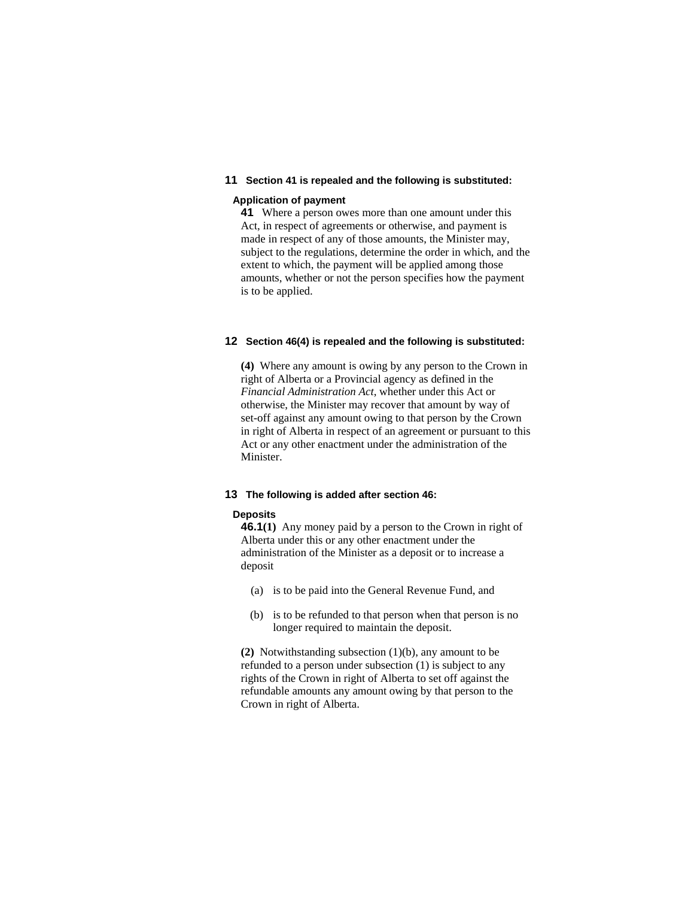**11 Section 41 is repealed and the following is substituted:**

**Application of payment**

**41** Where a person owes more than one amount under this Act, in respect of agreements or otherwise, and payment is made in respect of any of those amounts, the Minister may, subject to the regulations, determine the order in which, and the extent to which, the payment will be applied among those amounts, whether or not the person specifies how the payment is to be applied.

**12 Section 46(4) is repealed and the following is substituted:**

**(4)** Where any amount is owing by any person to the Crown in right of Alberta or a Provincial agency as defined in the *Financial Administration Act*, whether under this Act or otherwise, the Minister may recover that amount by way of set-off against any amount owing to that person by the Crown in right of Alberta in respect of an agreement or pursuant to this Act or any other enactment under the administration of the Minister.

**13 The following is added after section 46:**

**Deposits**

**46.1(1)** Any money paid by a person to the Crown in right of Alberta under this or any other enactment under the administration of the Minister as a deposit or to increase a deposit

(a) is to be paid into the General Revenue Fund, and

(b) is to be refunded to that person when that person is no longer required to maintain the deposit.

**(2)** Notwithstanding subsection (1)(b), any amount to be refunded to a person under subsection (1) is subject to any rights of the Crown in right of Alberta to set off against the refundable amounts any amount owing by that person to the Crown in right of Alberta.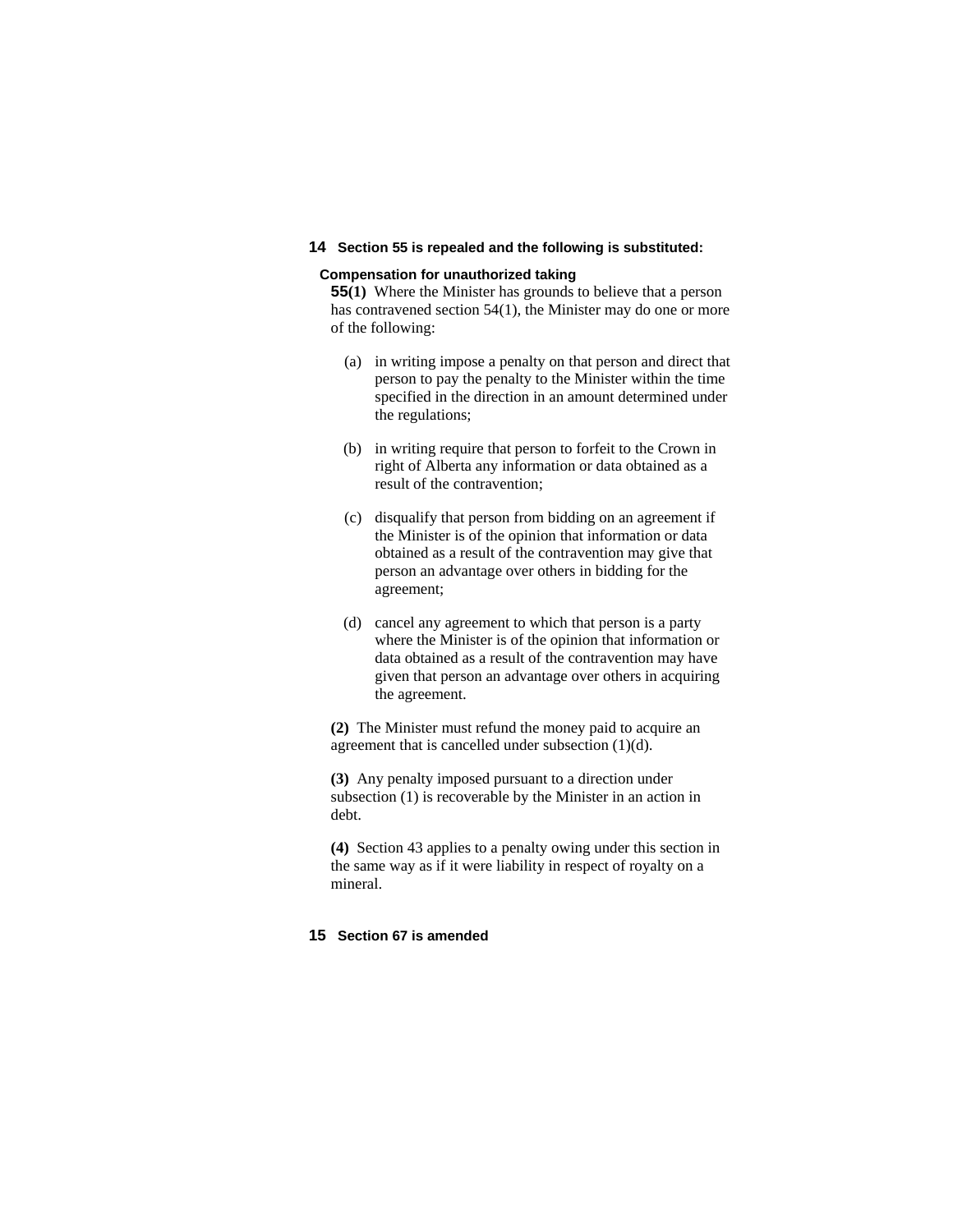**14 Section 55 is repealed and the following is substituted:**

**Compensation for unauthorized taking**

**55(1)** Where the Minister has grounds to believe that a person has contravened section 54(1), the Minister may do one or more of the following:

(a) in writing impose a penalty on that person and direct that person to pay the penalty to the Minister within the time specified in the direction in an amount determined under the regulations;

(b) in writing require that person to forfeit to the Crown in right of Alberta any information or data obtained as a result of the contravention;

(c) disqualify that person from bidding on an agreement if the Minister is of the opinion that information or data obtained as a result of the contravention may give that person an advantage over others in bidding for the agreement;

(d) cancel any agreement to which that person is a party where the Minister is of the opinion that information or data obtained as a result of the contravention may have given that person an advantage over others in acquiring the agreement.

**(2)** The Minister must refund the money paid to acquire an agreement that is cancelled under subsection (1)(d).

**(3)** Any penalty imposed pursuant to a direction under subsection (1) is recoverable by the Minister in an action in debt.

**(4)** Section 43 applies to a penalty owing under this section in the same way as if it were liability in respect of royalty on a mineral.

**15 Section 67 is amended**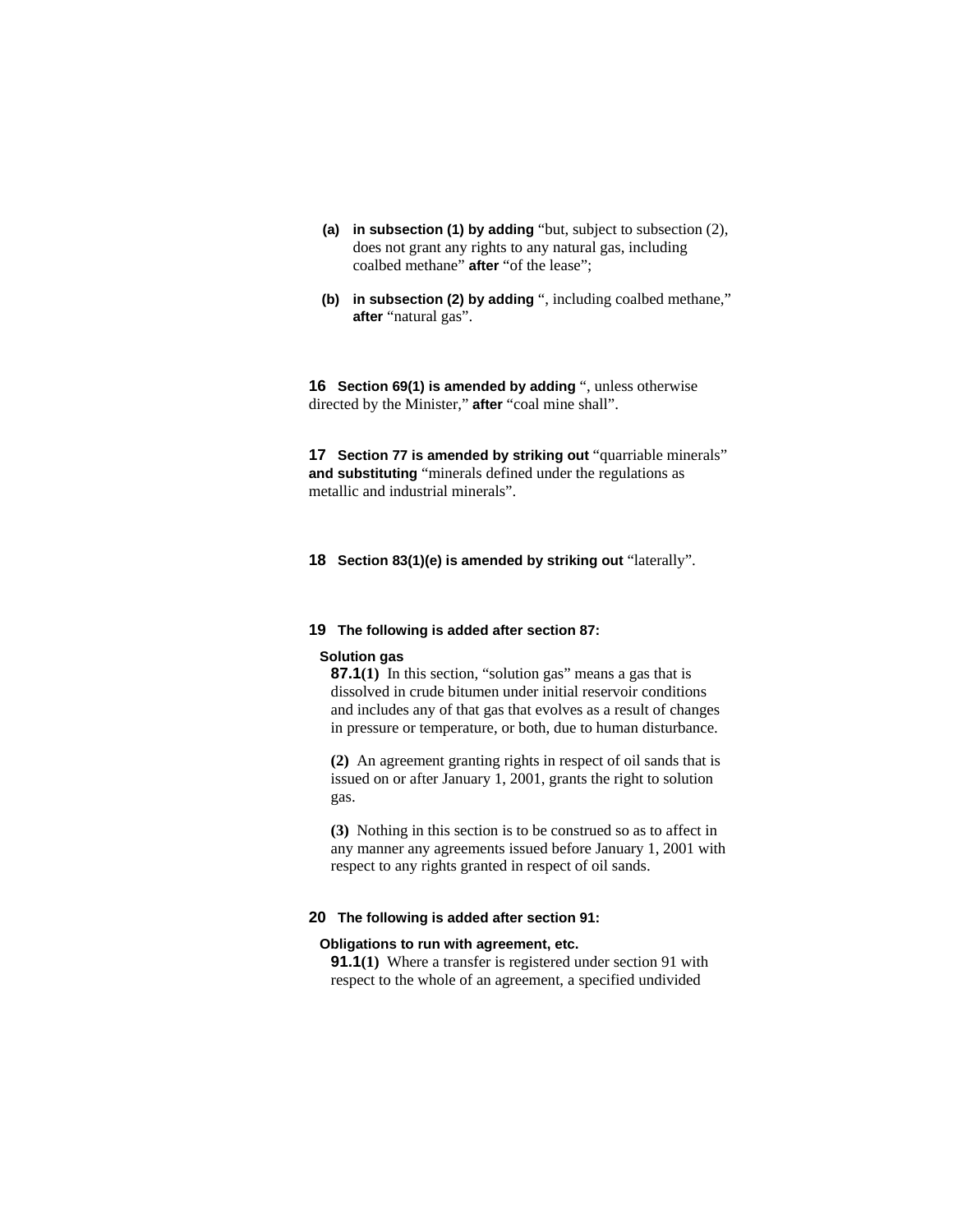**(a)** **in subsection (1) by adding** "but, subject to subsection (2), does not grant any rights to any natural gas, including coalbed methane" **after** "of the lease";

**(b)** **in subsection (2) by adding** ", including coalbed methane," **after** "natural gas".

**16** **Section 69(1) is amended by adding** ", unless otherwise directed by the Minister," **after** "coal mine shall".

**17** **Section 77 is amended by striking out** "quarriable minerals" **and substituting** "minerals defined under the regulations as metallic and industrial minerals".

**18** **Section 83(1)(e) is amended by striking out** "laterally".

**19** **The following is added after section 87:**

**Solution gas**

**87.1(1)** In this section, "solution gas" means a gas that is dissolved in crude bitumen under initial reservoir conditions and includes any of that gas that evolves as a result of changes in pressure or temperature, or both, due to human disturbance.

**(2)** An agreement granting rights in respect of oil sands that is issued on or after January 1, 2001, grants the right to solution gas.

**(3)** Nothing in this section is to be construed so as to affect in any manner any agreements issued before January 1, 2001 with respect to any rights granted in respect of oil sands.

**20** **The following is added after section 91:**

**Obligations to run with agreement, etc.**

**91.1(1)** Where a transfer is registered under section 91 with respect to the whole of an agreement, a specified undivided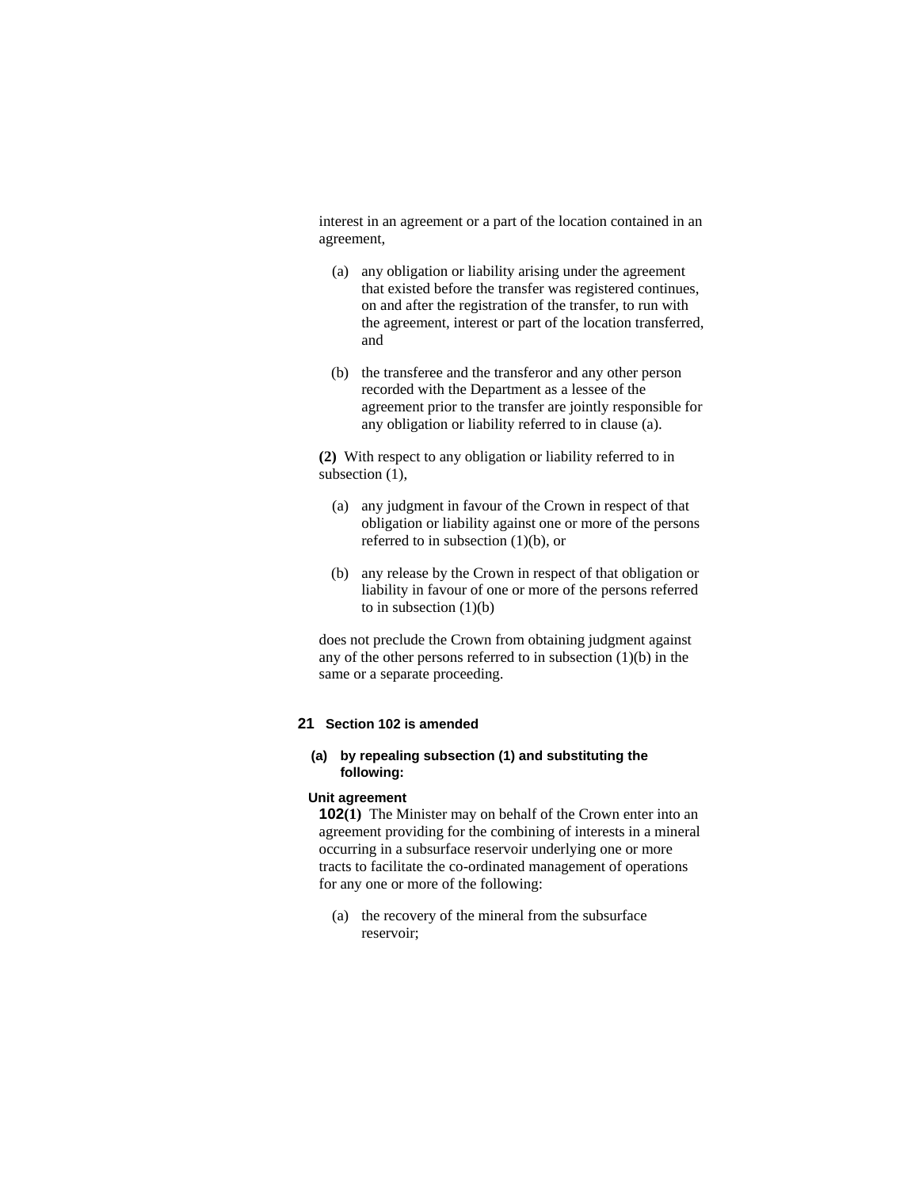interest in an agreement or a part of the location contained in an agreement,

(a) any obligation or liability arising under the agreement that existed before the transfer was registered continues, on and after the registration of the transfer, to run with the agreement, interest or part of the location transferred, and

(b) the transferee and the transferor and any other person recorded with the Department as a lessee of the agreement prior to the transfer are jointly responsible for any obligation or liability referred to in clause (a).

**(2)** With respect to any obligation or liability referred to in subsection (1),

(a) any judgment in favour of the Crown in respect of that obligation or liability against one or more of the persons referred to in subsection (1)(b), or

(b) any release by the Crown in respect of that obligation or liability in favour of one or more of the persons referred to in subsection (1)(b)

does not preclude the Crown from obtaining judgment against any of the other persons referred to in subsection (1)(b) in the same or a separate proceeding.

**21 Section 102 is amended**

**(a) by repealing subsection (1) and substituting the following:**

**Unit agreement**

**102(1)** The Minister may on behalf of the Crown enter into an agreement providing for the combining of interests in a mineral occurring in a subsurface reservoir underlying one or more tracts to facilitate the co-ordinated management of operations for any one or more of the following:

(a) the recovery of the mineral from the subsurface reservoir;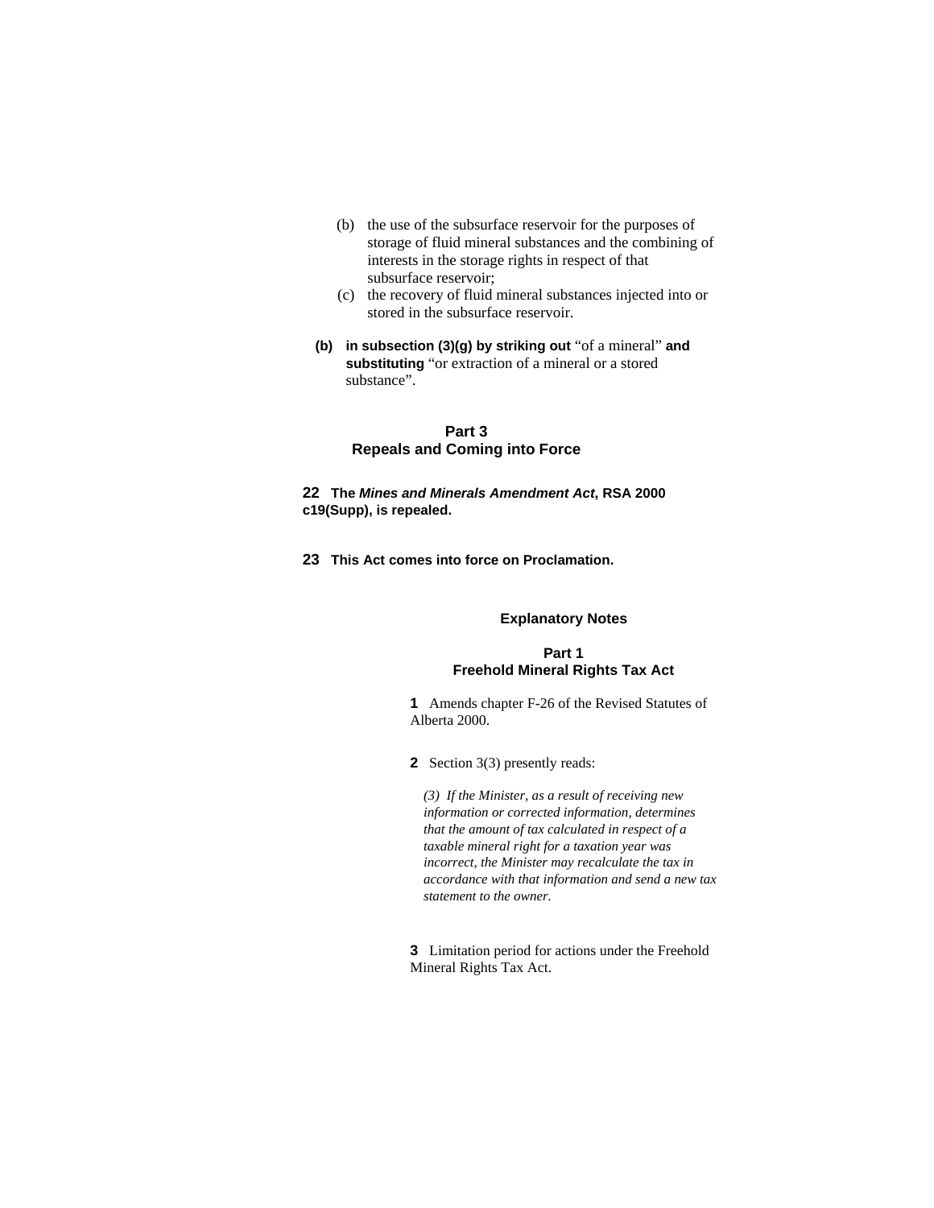(b) the use of the subsurface reservoir for the purposes of storage of fluid mineral substances and the combining of interests in the storage rights in respect of that subsurface reservoir;

(c) the recovery of fluid mineral substances injected into or stored in the subsurface reservoir.

**(b) in subsection (3)(g) by striking out** "of a mineral" **and substituting** "or extraction of a mineral or a stored substance".

## Part 3
## Repeals and Coming into Force

**22 The *Mines and Minerals Amendment Act*, RSA 2000 c19(Supp), is repealed.**

**23 This Act comes into force on Proclamation.**

### Explanatory Notes

### Part 1
### Freehold Mineral Rights Tax Act

**1** Amends chapter F-26 of the Revised Statutes of Alberta 2000.

**2** Section 3(3) presently reads:

*(3) If the Minister, as a result of receiving new information or corrected information, determines that the amount of tax calculated in respect of a taxable mineral right for a taxation year was incorrect, the Minister may recalculate the tax in accordance with that information and send a new tax statement to the owner.*

**3** Limitation period for actions under the Freehold Mineral Rights Tax Act.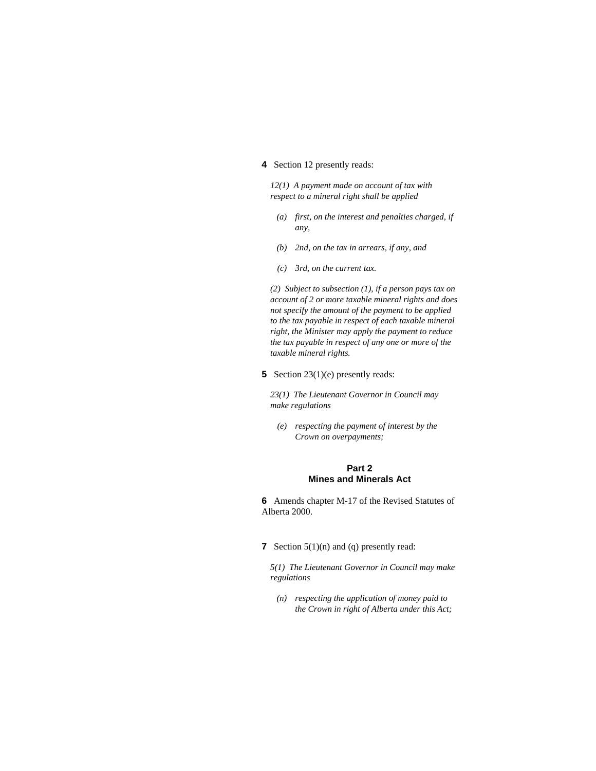**4** Section 12 presently reads:

*12(1) A payment made on account of tax with respect to a mineral right shall be applied*

*(a) first, on the interest and penalties charged, if any,*

*(b) 2nd, on the tax in arrears, if any, and*

*(c) 3rd, on the current tax.*

*(2) Subject to subsection (1), if a person pays tax on account of 2 or more taxable mineral rights and does not specify the amount of the payment to be applied to the tax payable in respect of each taxable mineral right, the Minister may apply the payment to reduce the tax payable in respect of any one or more of the taxable mineral rights.*

**5** Section 23(1)(e) presently reads:

*23(1) The Lieutenant Governor in Council may make regulations*

*(e) respecting the payment of interest by the Crown on overpayments;*

## Part 2
## Mines and Minerals Act

**6** Amends chapter M-17 of the Revised Statutes of Alberta 2000.

**7** Section 5(1)(n) and (q) presently read:

*5(1) The Lieutenant Governor in Council may make regulations*

*(n) respecting the application of money paid to the Crown in right of Alberta under this Act;*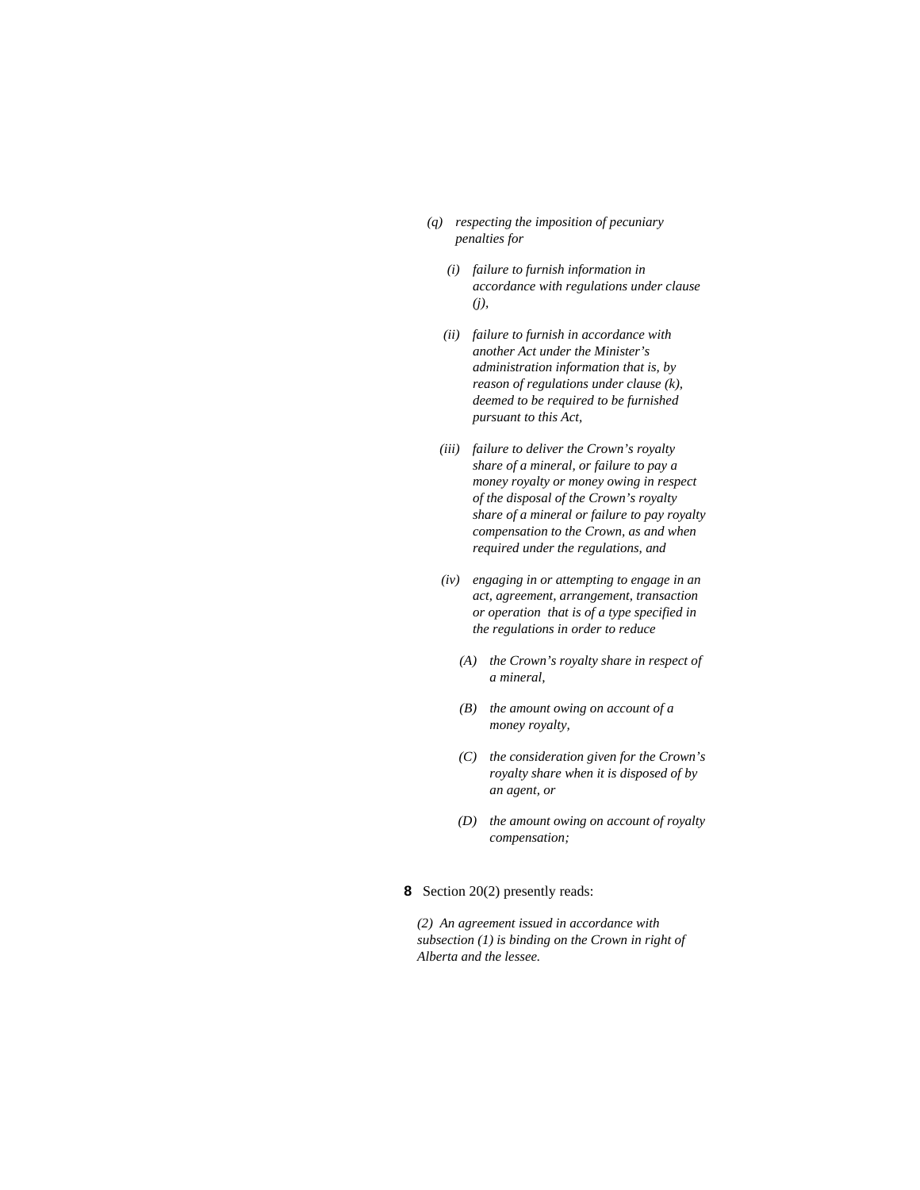*(q) respecting the imposition of pecuniary penalties for*

*(i) failure to furnish information in accordance with regulations under clause (j),*

*(ii) failure to furnish in accordance with another Act under the Minister's administration information that is, by reason of regulations under clause (k), deemed to be required to be furnished pursuant to this Act,*

*(iii) failure to deliver the Crown's royalty share of a mineral, or failure to pay a money royalty or money owing in respect of the disposal of the Crown's royalty share of a mineral or failure to pay royalty compensation to the Crown, as and when required under the regulations, and*

*(iv) engaging in or attempting to engage in an act, agreement, arrangement, transaction or operation that is of a type specified in the regulations in order to reduce*

*(A) the Crown's royalty share in respect of a mineral,*

*(B) the amount owing on account of a money royalty,*

*(C) the consideration given for the Crown's royalty share when it is disposed of by an agent, or*

*(D) the amount owing on account of royalty compensation;*

**8** Section 20(2) presently reads:

*(2) An agreement issued in accordance with subsection (1) is binding on the Crown in right of Alberta and the lessee.*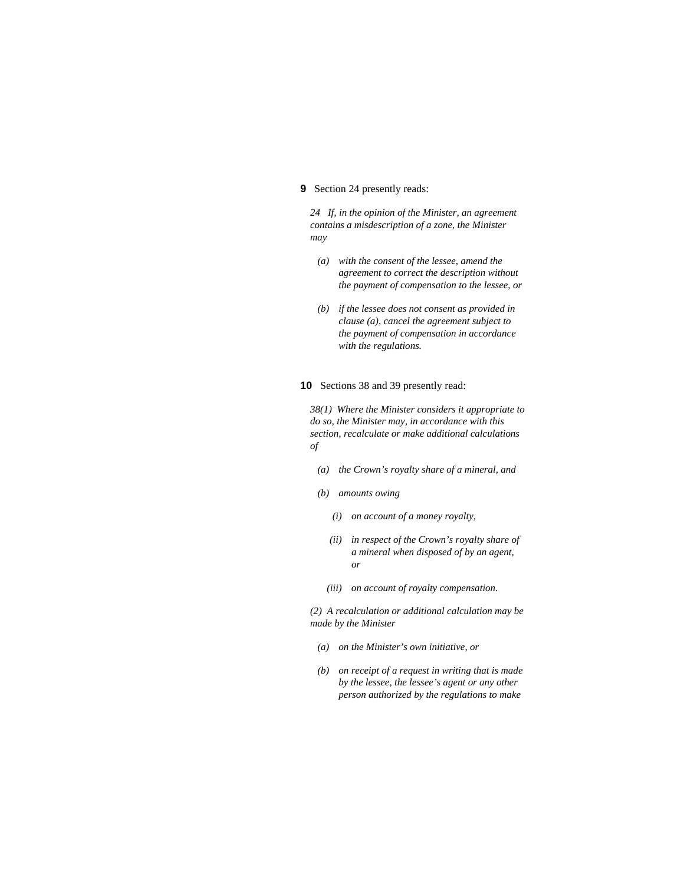**9** Section 24 presently reads:

*24 If, in the opinion of the Minister, an agreement contains a misdescription of a zone, the Minister may*

*(a) with the consent of the lessee, amend the agreement to correct the description without the payment of compensation to the lessee, or*

*(b) if the lessee does not consent as provided in clause (a), cancel the agreement subject to the payment of compensation in accordance with the regulations.*

**10** Sections 38 and 39 presently read:

*38(1) Where the Minister considers it appropriate to do so, the Minister may, in accordance with this section, recalculate or make additional calculations of*

*(a) the Crown's royalty share of a mineral, and*

*(b) amounts owing*

*(i) on account of a money royalty,*

*(ii) in respect of the Crown's royalty share of a mineral when disposed of by an agent, or*

*(iii) on account of royalty compensation.*

*(2) A recalculation or additional calculation may be made by the Minister*

*(a) on the Minister's own initiative, or*

*(b) on receipt of a request in writing that is made by the lessee, the lessee's agent or any other person authorized by the regulations to make*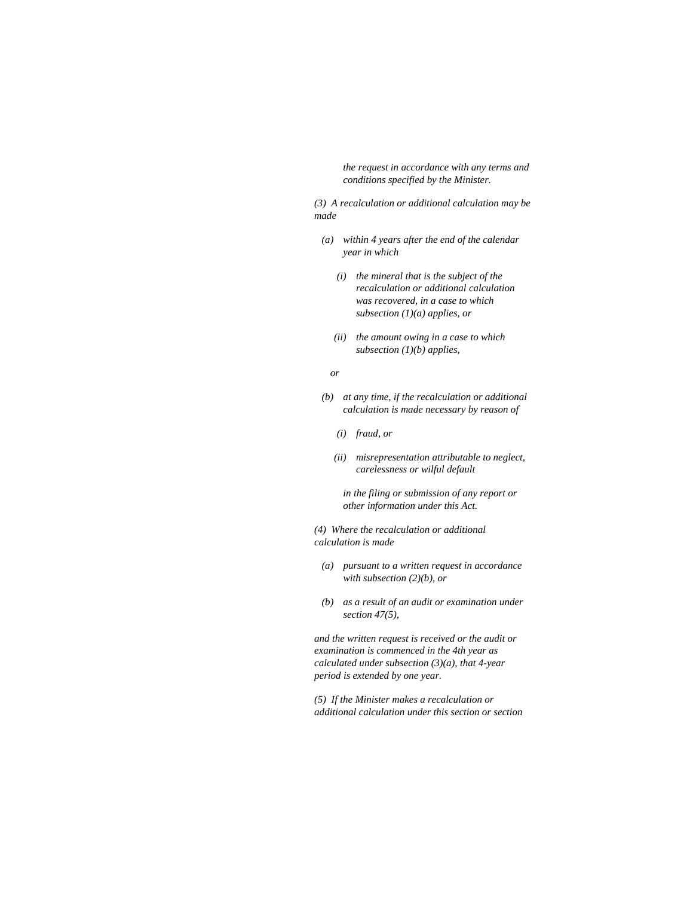*the request in accordance with any terms and conditions specified by the Minister.*

*(3) A recalculation or additional calculation may be made*

*(a) within 4 years after the end of the calendar year in which*

*(i) the mineral that is the subject of the recalculation or additional calculation was recovered, in a case to which subsection (1)(a) applies, or*

*(ii) the amount owing in a case to which subsection (1)(b) applies,*

*or*

*(b) at any time, if the recalculation or additional calculation is made necessary by reason of*

*(i) fraud, or*

*(ii) misrepresentation attributable to neglect, carelessness or wilful default*

*in the filing or submission of any report or other information under this Act.*

*(4) Where the recalculation or additional calculation is made*

*(a) pursuant to a written request in accordance with subsection (2)(b), or*

*(b) as a result of an audit or examination under section 47(5),*

*and the written request is received or the audit or examination is commenced in the 4th year as calculated under subsection (3)(a), that 4-year period is extended by one year.*

*(5) If the Minister makes a recalculation or additional calculation under this section or section*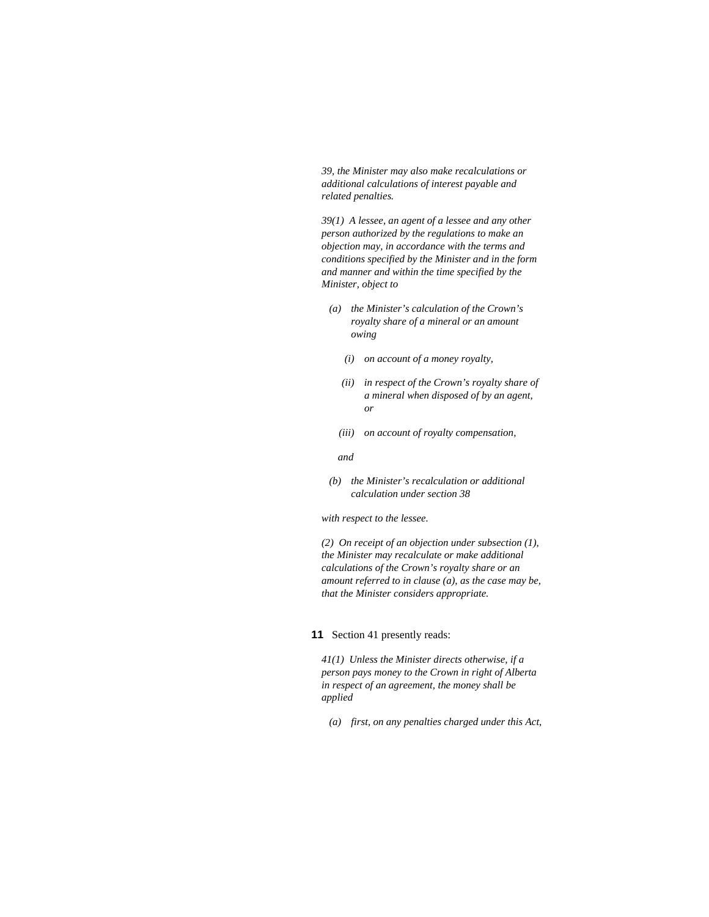*39, the Minister may also make recalculations or additional calculations of interest payable and related penalties.*

*39(1) A lessee, an agent of a lessee and any other person authorized by the regulations to make an objection may, in accordance with the terms and conditions specified by the Minister and in the form and manner and within the time specified by the Minister, object to*

*(a) the Minister's calculation of the Crown's royalty share of a mineral or an amount owing*

*(i) on account of a money royalty,*

*(ii) in respect of the Crown's royalty share of a mineral when disposed of by an agent, or*

*(iii) on account of royalty compensation,*

*and*

*(b) the Minister's recalculation or additional calculation under section 38*

*with respect to the lessee.*

*(2) On receipt of an objection under subsection (1), the Minister may recalculate or make additional calculations of the Crown's royalty share or an amount referred to in clause (a), as the case may be, that the Minister considers appropriate.*

**11** Section 41 presently reads:

*41(1) Unless the Minister directs otherwise, if a person pays money to the Crown in right of Alberta in respect of an agreement, the money shall be applied*

*(a) first, on any penalties charged under this Act,*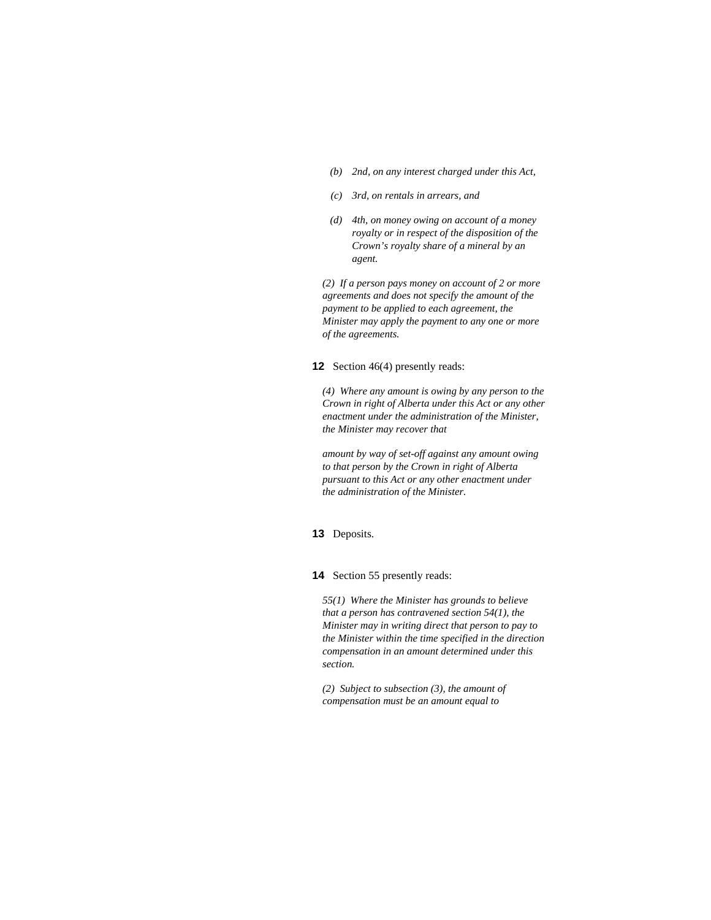*(b) 2nd, on any interest charged under this Act,*

*(c) 3rd, on rentals in arrears, and*

*(d) 4th, on money owing on account of a money royalty or in respect of the disposition of the Crown's royalty share of a mineral by an agent.*

*(2) If a person pays money on account of 2 or more agreements and does not specify the amount of the payment to be applied to each agreement, the Minister may apply the payment to any one or more of the agreements.*

**12** Section 46(4) presently reads:

*(4) Where any amount is owing by any person to the Crown in right of Alberta under this Act or any other enactment under the administration of the Minister, the Minister may recover that*

*amount by way of set-off against any amount owing to that person by the Crown in right of Alberta pursuant to this Act or any other enactment under the administration of the Minister.*

**13** Deposits.

**14** Section 55 presently reads:

*55(1) Where the Minister has grounds to believe that a person has contravened section 54(1), the Minister may in writing direct that person to pay to the Minister within the time specified in the direction compensation in an amount determined under this section.*

*(2) Subject to subsection (3), the amount of compensation must be an amount equal to*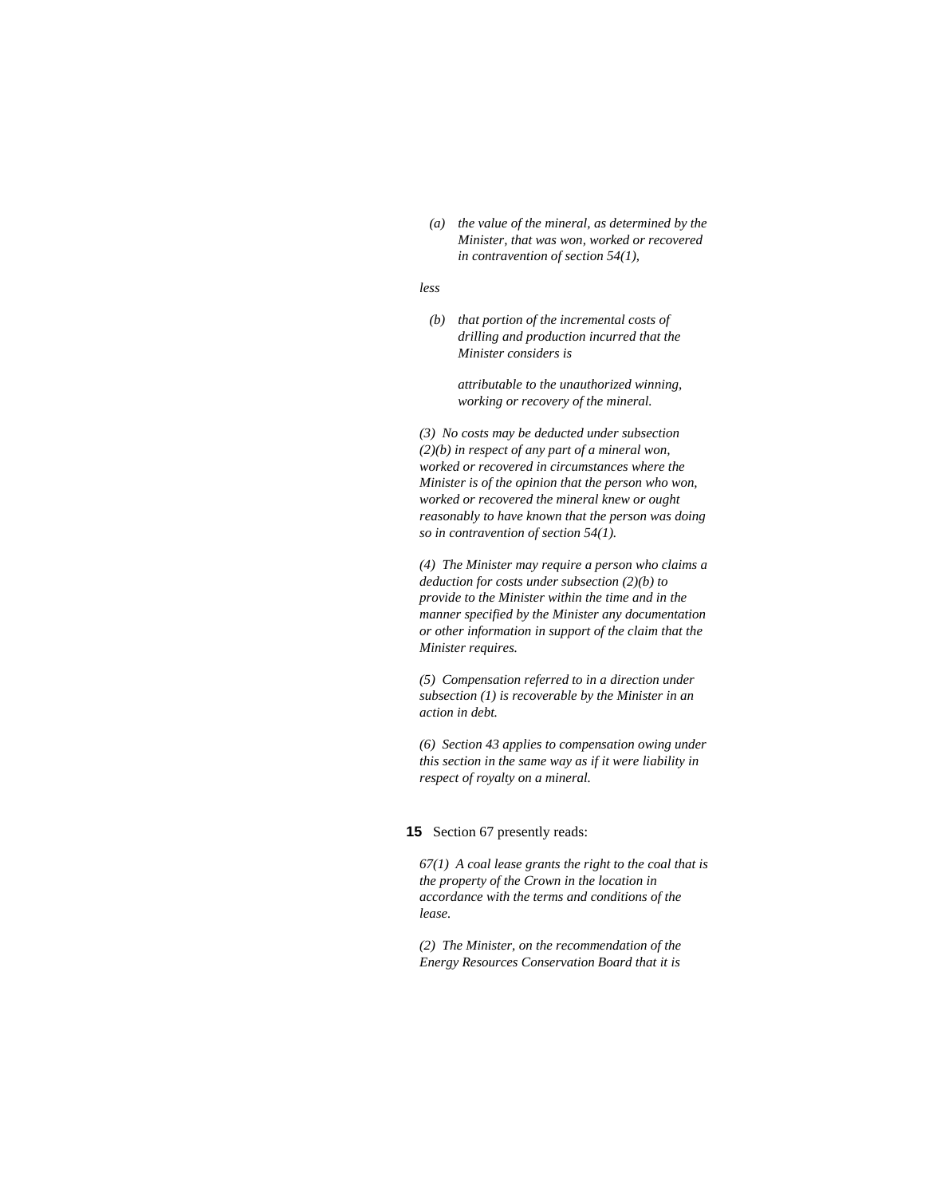*(a) the value of the mineral, as determined by the Minister, that was won, worked or recovered in contravention of section 54(1),*

*less*

*(b) that portion of the incremental costs of drilling and production incurred that the Minister considers is*

*attributable to the unauthorized winning, working or recovery of the mineral.*

*(3) No costs may be deducted under subsection (2)(b) in respect of any part of a mineral won, worked or recovered in circumstances where the Minister is of the opinion that the person who won, worked or recovered the mineral knew or ought reasonably to have known that the person was doing so in contravention of section 54(1).*

*(4) The Minister may require a person who claims a deduction for costs under subsection (2)(b) to provide to the Minister within the time and in the manner specified by the Minister any documentation or other information in support of the claim that the Minister requires.*

*(5) Compensation referred to in a direction under subsection (1) is recoverable by the Minister in an action in debt.*

*(6) Section 43 applies to compensation owing under this section in the same way as if it were liability in respect of royalty on a mineral.*

**15** Section 67 presently reads:

*67(1) A coal lease grants the right to the coal that is the property of the Crown in the location in accordance with the terms and conditions of the lease.*

*(2) The Minister, on the recommendation of the Energy Resources Conservation Board that it is*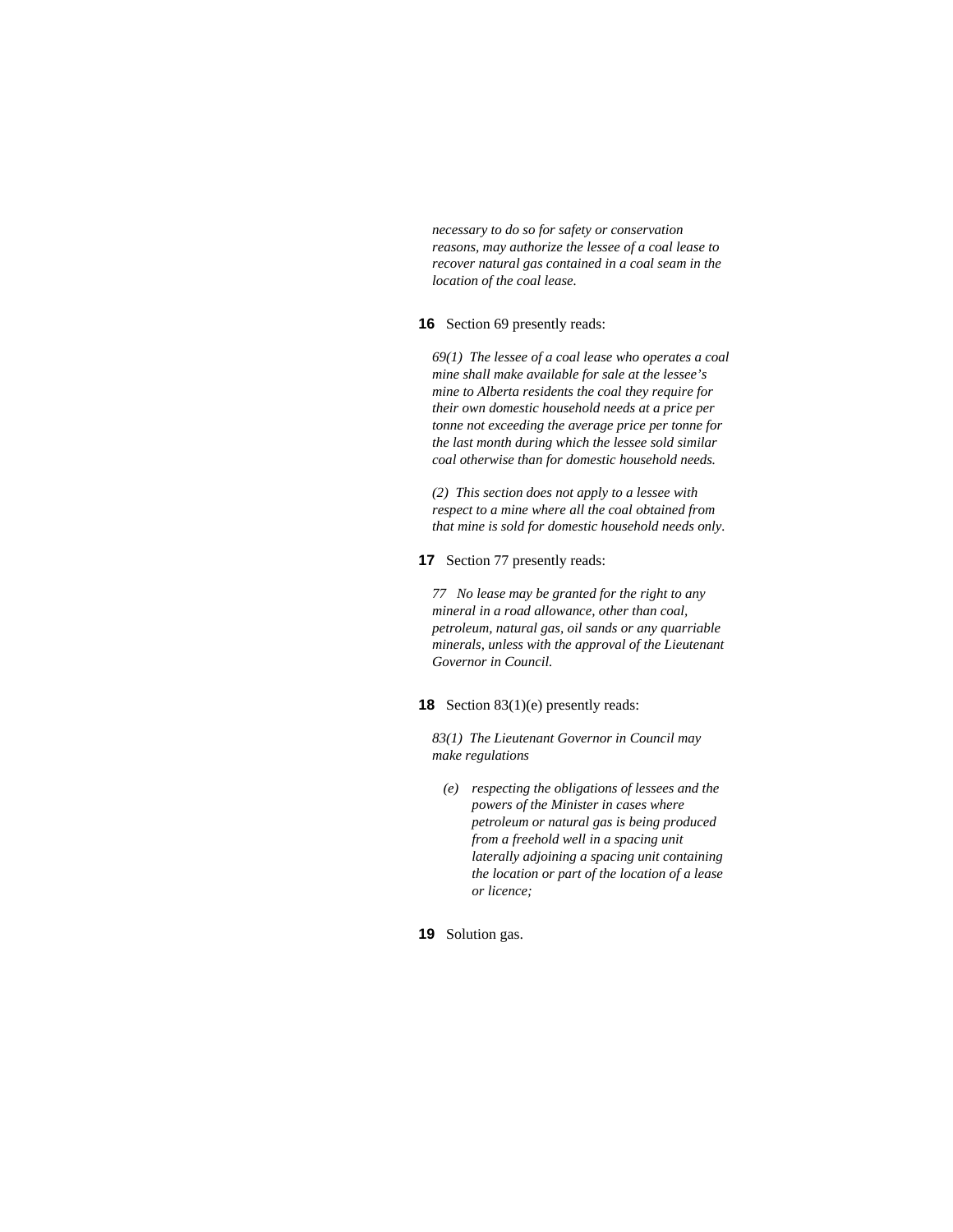*necessary to do so for safety or conservation reasons, may authorize the lessee of a coal lease to recover natural gas contained in a coal seam in the location of the coal lease.*

**16** Section 69 presently reads:

*69(1) The lessee of a coal lease who operates a coal mine shall make available for sale at the lessee's mine to Alberta residents the coal they require for their own domestic household needs at a price per tonne not exceeding the average price per tonne for the last month during which the lessee sold similar coal otherwise than for domestic household needs.*

*(2) This section does not apply to a lessee with respect to a mine where all the coal obtained from that mine is sold for domestic household needs only.*

**17** Section 77 presently reads:

*77 No lease may be granted for the right to any mineral in a road allowance, other than coal, petroleum, natural gas, oil sands or any quarriable minerals, unless with the approval of the Lieutenant Governor in Council.*

**18** Section 83(1)(e) presently reads:

*83(1) The Lieutenant Governor in Council may make regulations*

*(e) respecting the obligations of lessees and the powers of the Minister in cases where petroleum or natural gas is being produced from a freehold well in a spacing unit laterally adjoining a spacing unit containing the location or part of the location of a lease or licence;*

**19** Solution gas.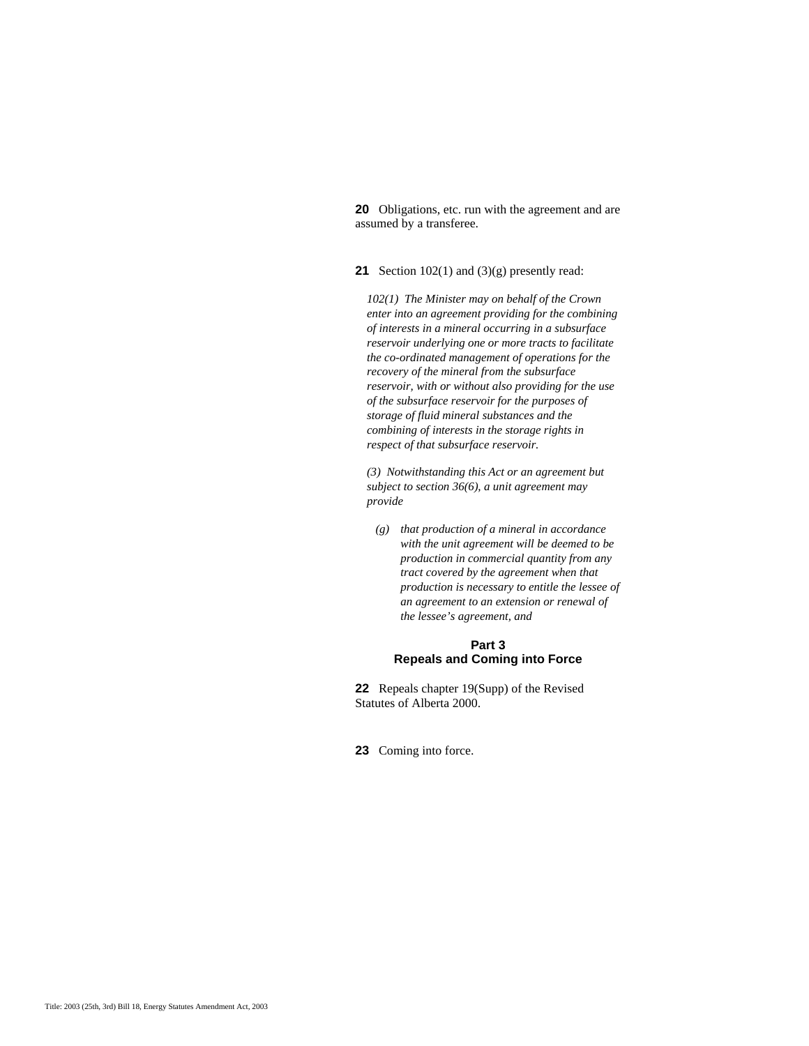**20** Obligations, etc. run with the agreement and are assumed by a transferee.

**21** Section 102(1) and (3)(g) presently read:

*102(1) The Minister may on behalf of the Crown enter into an agreement providing for the combining of interests in a mineral occurring in a subsurface reservoir underlying one or more tracts to facilitate the co-ordinated management of operations for the recovery of the mineral from the subsurface reservoir, with or without also providing for the use of the subsurface reservoir for the purposes of storage of fluid mineral substances and the combining of interests in the storage rights in respect of that subsurface reservoir.*

*(3) Notwithstanding this Act or an agreement but subject to section 36(6), a unit agreement may provide*

*(g) that production of a mineral in accordance with the unit agreement will be deemed to be production in commercial quantity from any tract covered by the agreement when that production is necessary to entitle the lessee of an agreement to an extension or renewal of the lessee's agreement, and*

## Part 3
## Repeals and Coming into Force

**22** Repeals chapter 19(Supp) of the Revised Statutes of Alberta 2000.

**23** Coming into force.